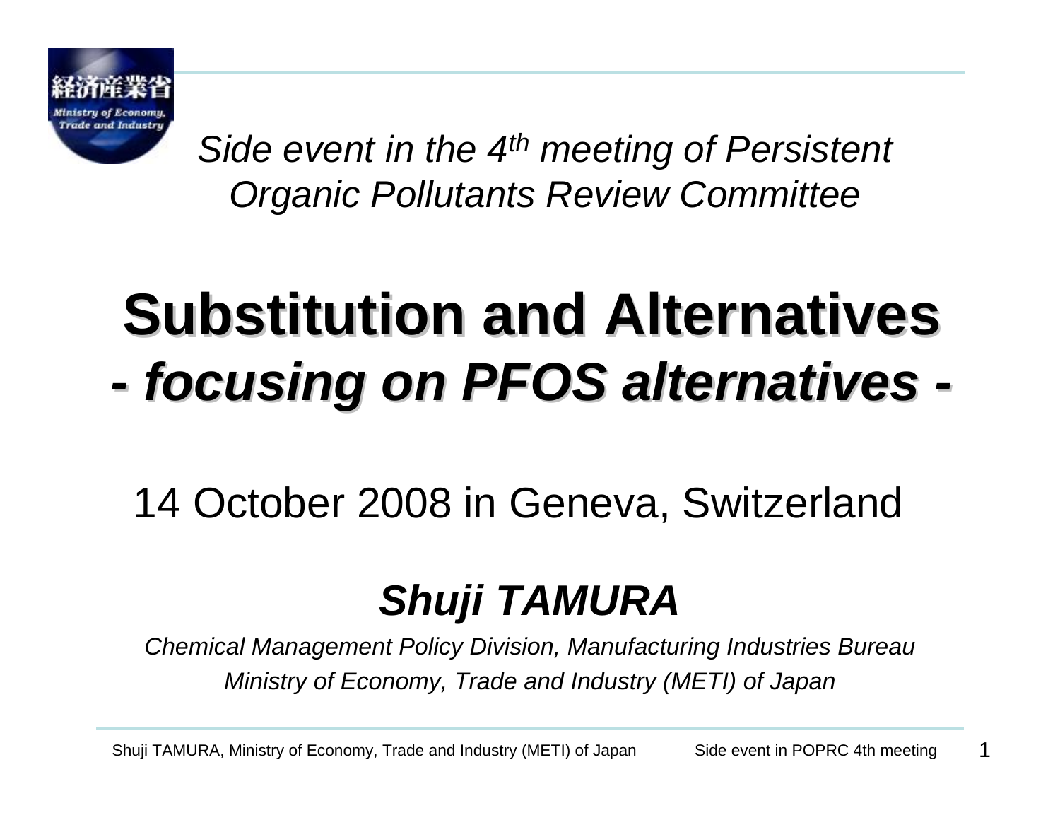*Side event in the 4th meeting of Persistent Organic Pollutants Review Committee*

# Substitution and Alternatives
## *- focusing on PFOS alternatives -*

14 October 2008 in Geneva, Switzerland

***Shuji TAMURA***

*Chemical Management Policy Division, Manufacturing Industries Bureau*
*Ministry of Economy, Trade and Industry (METI) of Japan*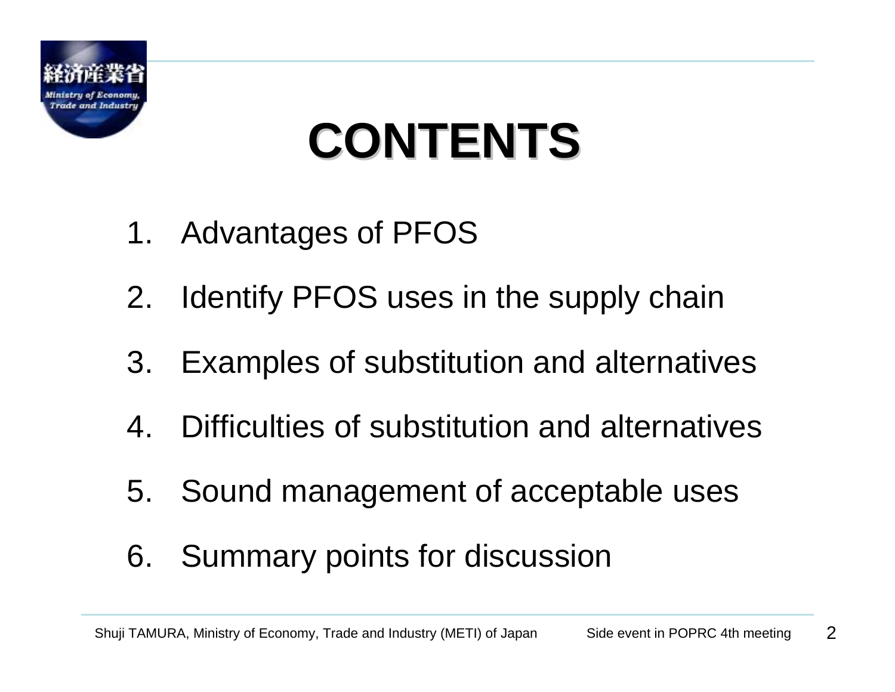# CONTENTS

1. Advantages of PFOS
2. Identify PFOS uses in the supply chain
3. Examples of substitution and alternatives
4. Difficulties of substitution and alternatives
5. Sound management of acceptable uses
6. Summary points for discussion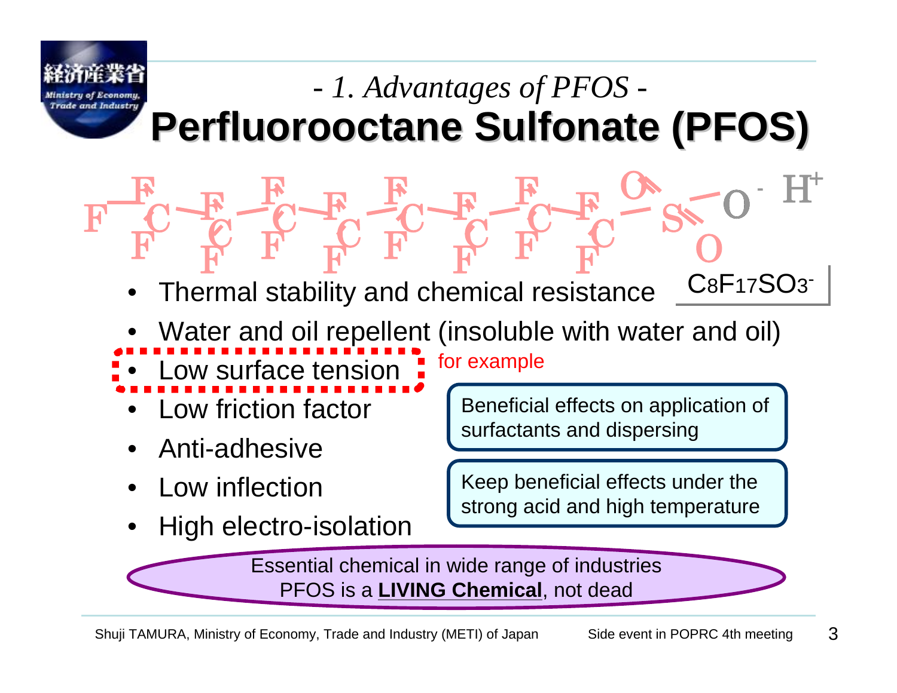*- 1. Advantages of PFOS -*

# Perfluorooctane Sulfonate (PFOS)

$C_8F_{17}SO_3^-$

- Thermal stability and chemical resistance
- Water and oil repellent (insoluble with water and oil)
- Low surface tension
- Low friction factor
- Anti-adhesive
- Low inflection
- High electro-isolation

for example

Beneficial effects on application of surfactants and dispersing

Keep beneficial effects under the strong acid and high temperature

Essential chemical in wide range of industries
PFOS is a **LIVING Chemical**, not dead

Shuji TAMURA, Ministry of Economy, Trade and Industry (METI) of Japan — Side event in POPRC 4th meeting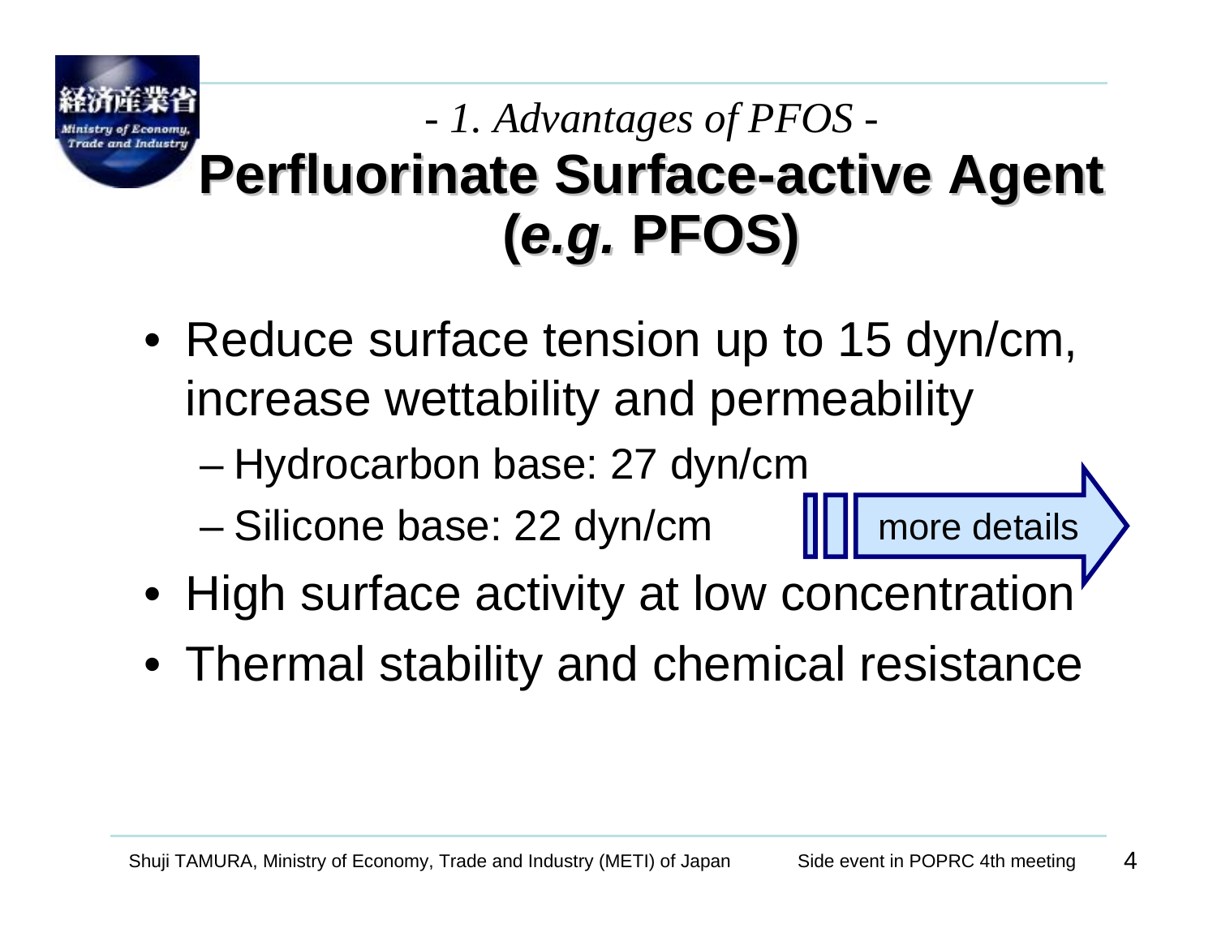*- 1. Advantages of PFOS -*

# Perfluorinate Surface-active Agent (*e.g.* PFOS)

- Reduce surface tension up to 15 dyn/cm, increase wettability and permeability
  - Hydrocarbon base: 27 dyn/cm
  - Silicone base: 22 dyn/cm
- High surface activity at low concentration
- Thermal stability and chemical resistance

more details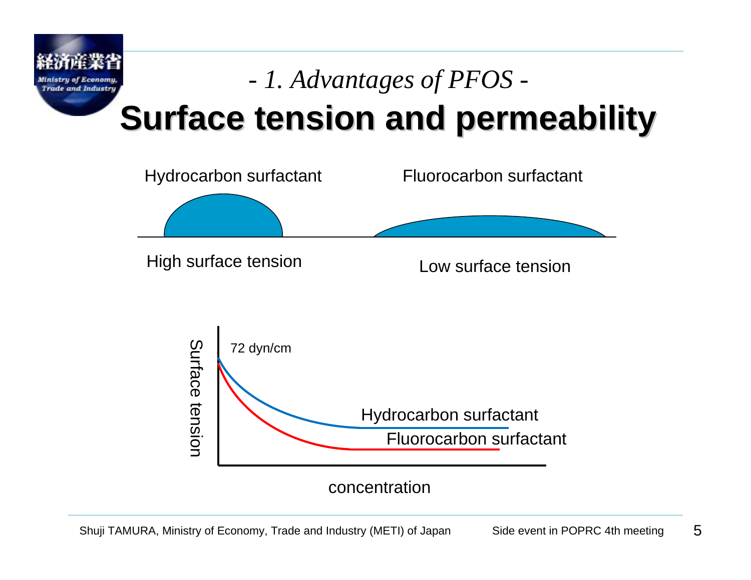*- 1. Advantages of PFOS -*

# Surface tension and permeability

Hydrocarbon surfactant

Fluorocarbon surfactant

High surface tension

Low surface tension

72 dyn/cm

Surface tension

Hydrocarbon surfactant

Fluorocarbon surfactant

concentration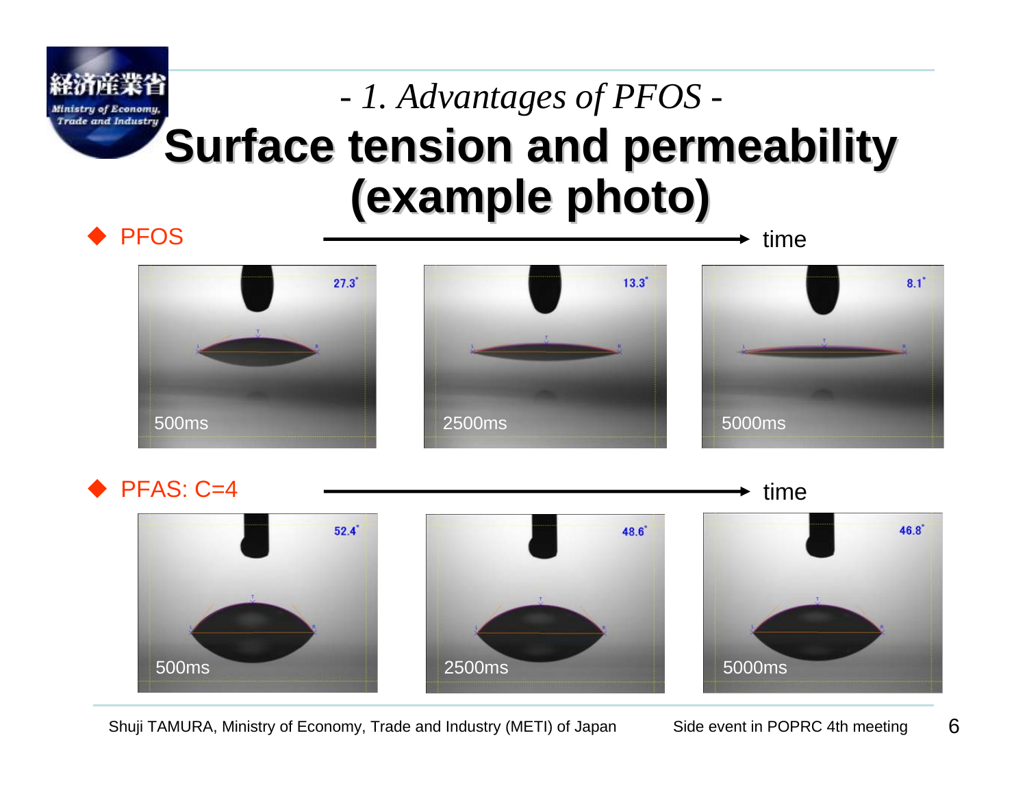*- 1. Advantages of PFOS -*

# Surface tension and permeability (example photo)

◆ PFOS → time

| 500ms | 2500ms | 5000ms |
|---|---|---|
| 27.3° | 13.3° | 8.1° |

◆ PFAS: C=4 → time

| 500ms | 2500ms | 5000ms |
|---|---|---|
| 52.4° | 48.6° | 46.8° |

Shuji TAMURA, Ministry of Economy, Trade and Industry (METI) of Japan — Side event in POPRC 4th meeting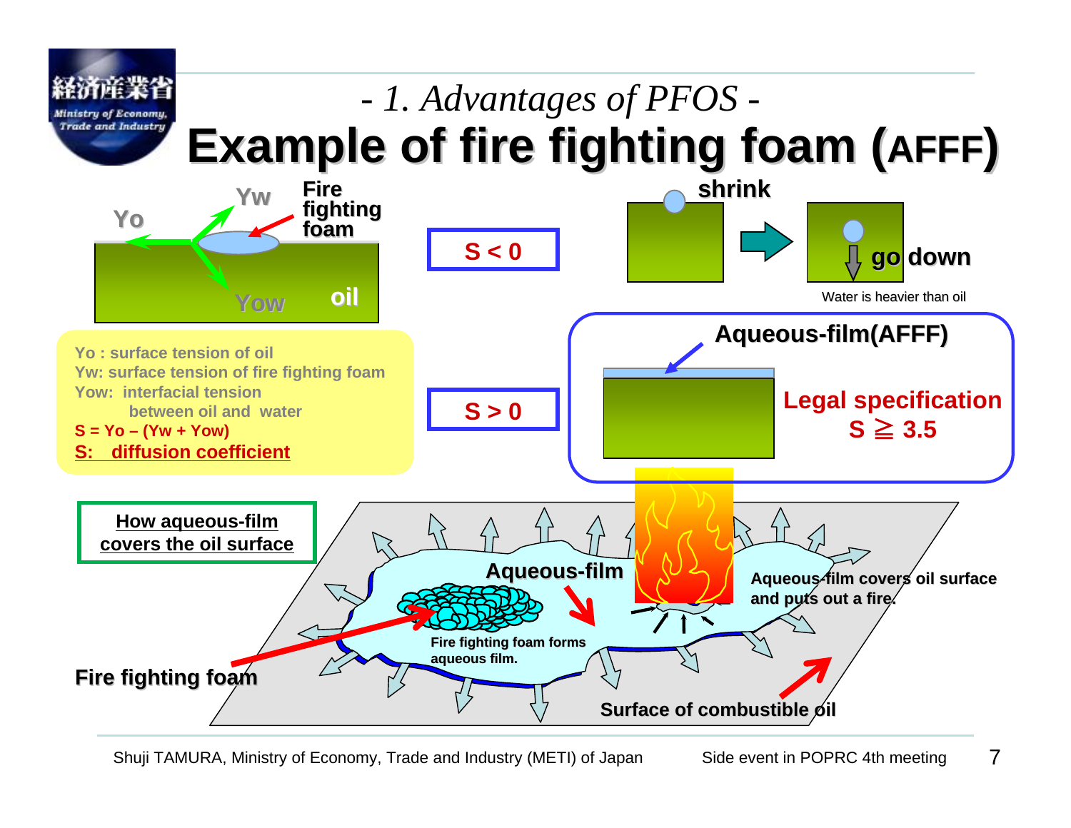## - 1. Advantages of PFOS -

# Example of fire fighting foam (AFFF)

Yo Yw Fire fighting foam

Yow oil

Yo : surface tension of oil
Yw: surface tension of fire fighting foam
Yow: interfacial tension between oil and water
S = Yo – (Yw + Yow)
S: diffusion coefficient

S < 0

shrink

go down

Water is heavier than oil

S > 0

Aqueous-film(AFFF)

Legal specification
S ≧ 3.5

How aqueous-film covers the oil surface

Aqueous-film

Fire fighting foam forms aqueous film.

Aqueous-film covers oil surface and puts out a fire.

Fire fighting foam

Surface of combustible oil

Shuji TAMURA, Ministry of Economy, Trade and Industry (METI) of Japan    Side event in POPRC 4th meeting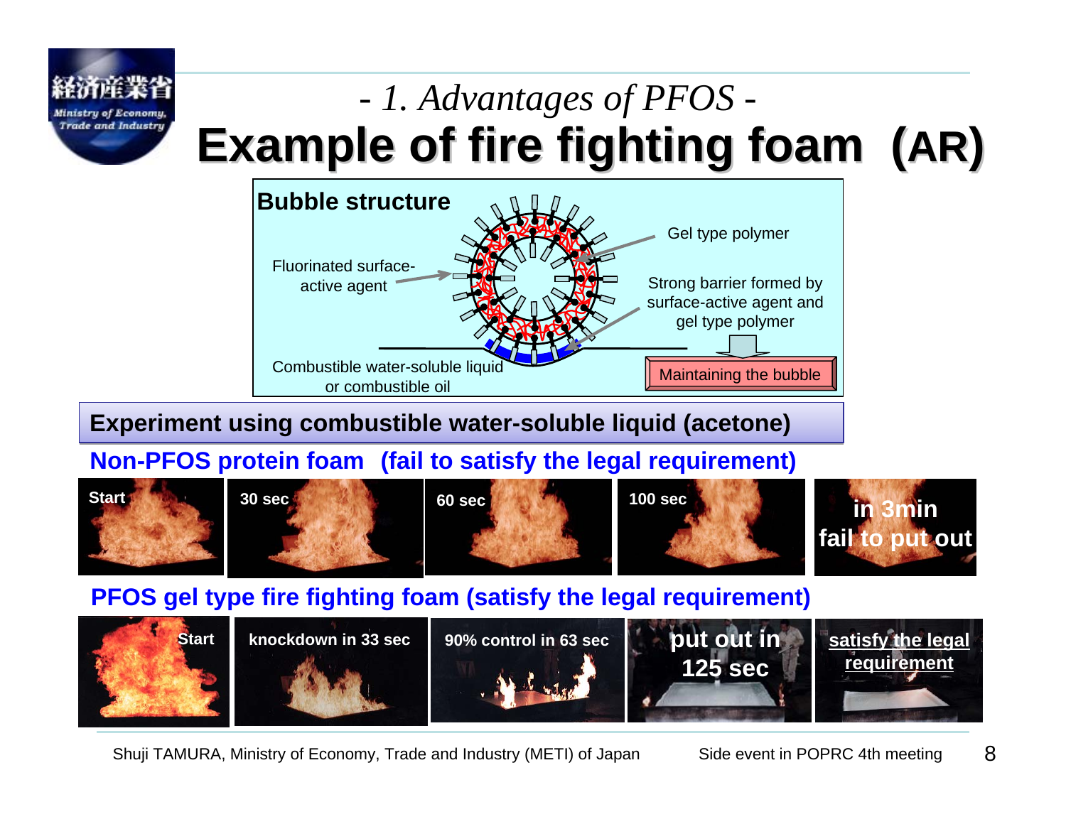## - 1. Advantages of PFOS -

# Example of fire fighting foam (AR)

**Bubble structure**

Fluorinated surface-active agent

Gel type polymer

Strong barrier formed by surface-active agent and gel type polymer

Maintaining the bubble

Combustible water-soluble liquid or combustible oil

**Experiment using combustible water-soluble liquid (acetone)**

**Non-PFOS protein foam (fail to satisfy the legal requirement)**

Start — 30 sec — 60 sec — 100 sec — in 3min fail to put out

**PFOS gel type fire fighting foam (satisfy the legal requirement)**

Start — knockdown in 33 sec — 90% control in 63 sec — put out in 125 sec — satisfy the legal requirement

Shuji TAMURA, Ministry of Economy, Trade and Industry (METI) of Japan — Side event in POPRC 4th meeting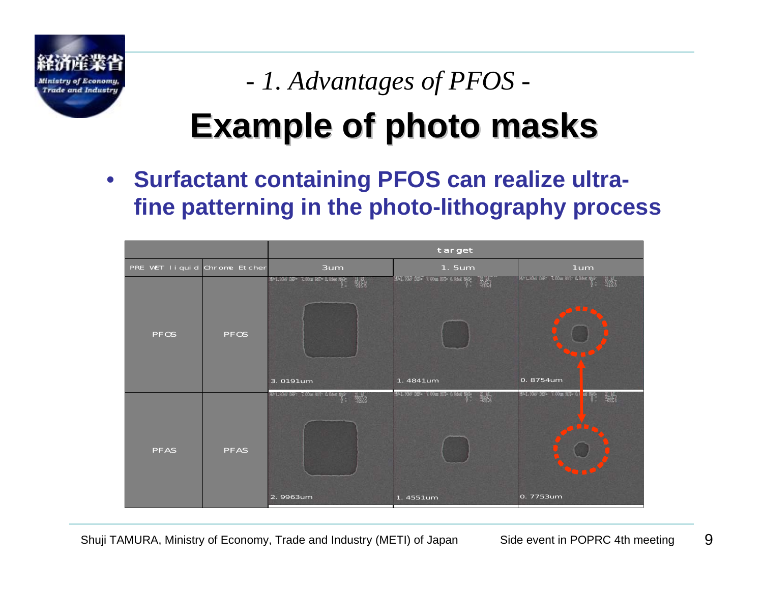*- 1. Advantages of PFOS -*

# Example of photo masks

- **Surfactant containing PFOS can realize ultra-fine patterning in the photo-lithography process**

| | | target | | |
|---|---|---|---|---|
| PRE WET liquid | Chrome Etcher | 3um | 1.5um | 1um |
| PFOS | PFOS | 3.0191um | 1.4841um | 0.8754um |
| PFAS | PFAS | 2.9963um | 1.4551um | 0.7753um |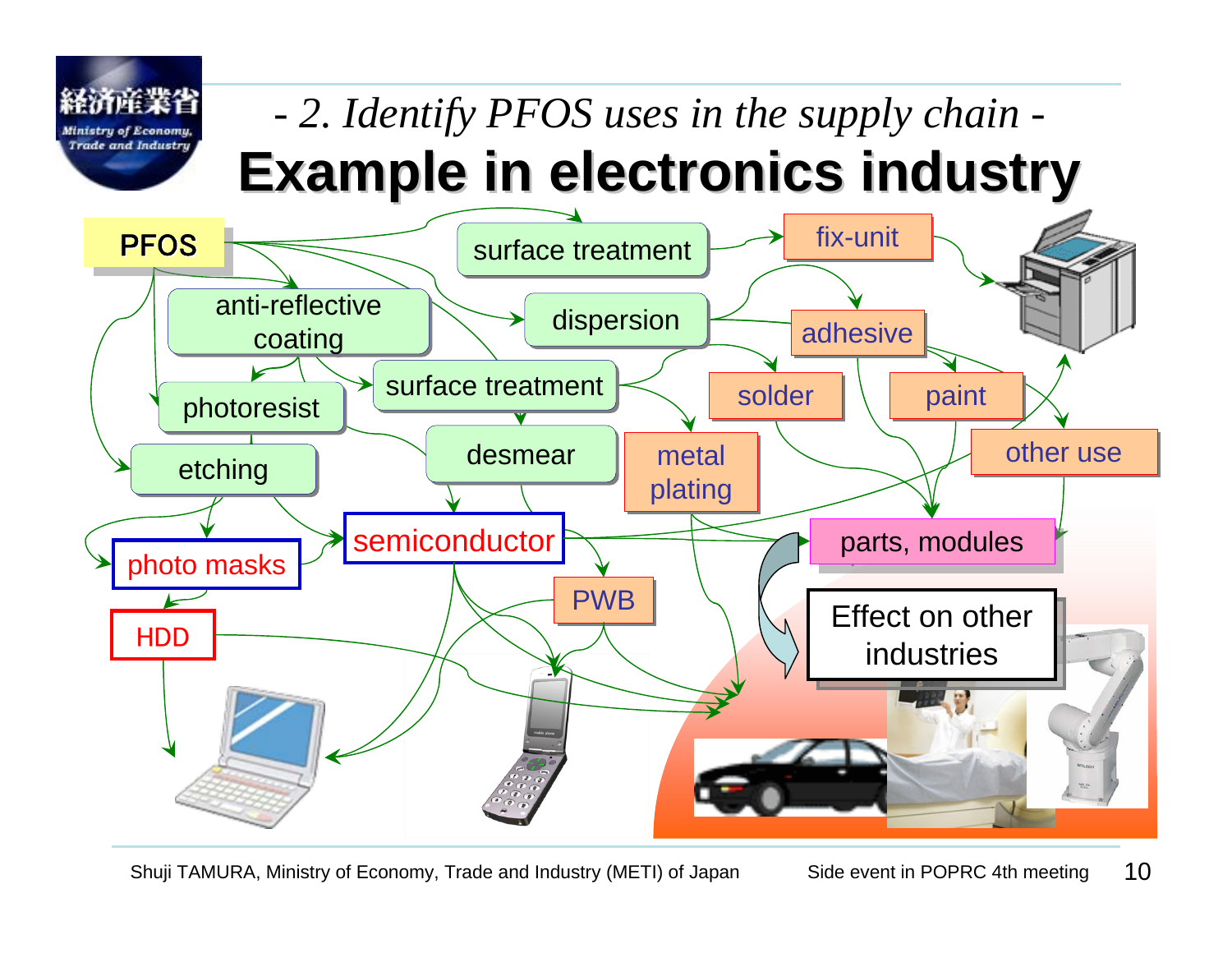*- 2. Identify PFOS uses in the supply chain -*

# Example in electronics industry

PFOS

surface treatment

fix-unit

anti-reflective coating

dispersion

adhesive

photoresist

surface treatment

solder

paint

etching

desmear

metal plating

other use

photo masks

semiconductor

parts, modules

PWB

HDD

Effect on other industries

Shuji TAMURA, Ministry of Economy, Trade and Industry (METI) of Japan

Side event in POPRC 4th meeting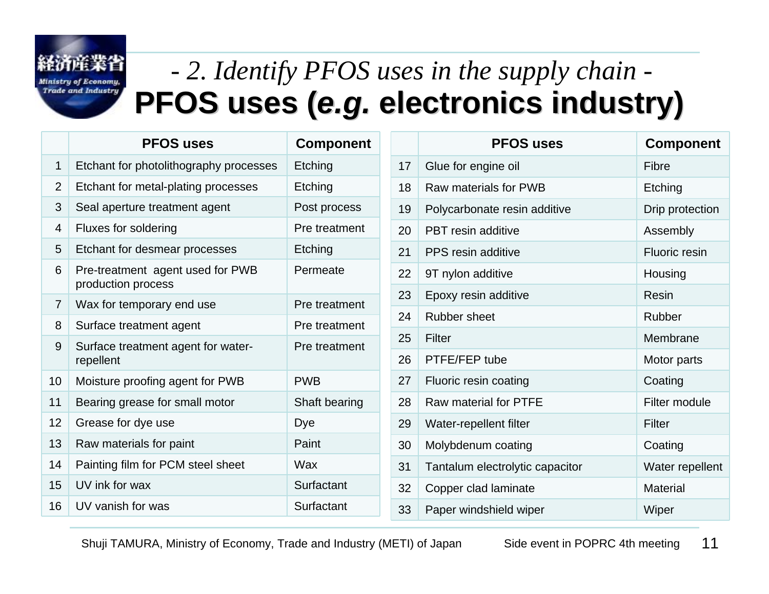## - 2. Identify PFOS uses in the supply chain -

# PFOS uses (*e.g.* electronics industry)

| | PFOS uses | Component |
|---|---|---|
| 1 | Etchant for photolithography processes | Etching |
| 2 | Etchant for metal-plating processes | Etching |
| 3 | Seal aperture treatment agent | Post process |
| 4 | Fluxes for soldering | Pre treatment |
| 5 | Etchant for desmear processes | Etching |
| 6 | Pre-treatment agent used for PWB production process | Permeate |
| 7 | Wax for temporary end use | Pre treatment |
| 8 | Surface treatment agent | Pre treatment |
| 9 | Surface treatment agent for water-repellent | Pre treatment |
| 10 | Moisture proofing agent for PWB | PWB |
| 11 | Bearing grease for small motor | Shaft bearing |
| 12 | Grease for dye use | Dye |
| 13 | Raw materials for paint | Paint |
| 14 | Painting film for PCM steel sheet | Wax |
| 15 | UV ink for wax | Surfactant |
| 16 | UV vanish for was | Surfactant |

| | PFOS uses | Component |
|---|---|---|
| 17 | Glue for engine oil | Fibre |
| 18 | Raw materials for PWB | Etching |
| 19 | Polycarbonate resin additive | Drip protection |
| 20 | PBT resin additive | Assembly |
| 21 | PPS resin additive | Fluoric resin |
| 22 | 9T nylon additive | Housing |
| 23 | Epoxy resin additive | Resin |
| 24 | Rubber sheet | Rubber |
| 25 | Filter | Membrane |
| 26 | PTFE/FEP tube | Motor parts |
| 27 | Fluoric resin coating | Coating |
| 28 | Raw material for PTFE | Filter module |
| 29 | Water-repellent filter | Filter |
| 30 | Molybdenum coating | Coating |
| 31 | Tantalum electrolytic capacitor | Water repellent |
| 32 | Copper clad laminate | Material |
| 33 | Paper windshield wiper | Wiper |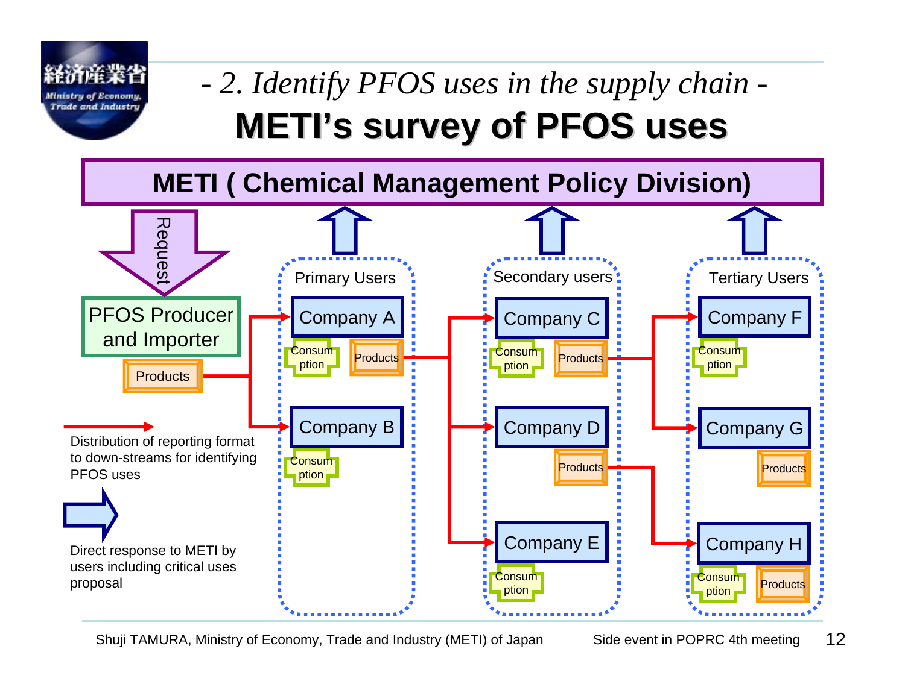*- 2. Identify PFOS uses in the supply chain -*

# METI's survey of PFOS uses

**METI ( Chemical Management Policy Division)**

Request

PFOS Producer and Importer

Products

Primary Users

Company A

Consumption

Products

Company B

Consumption

Secondary users

Company C

Consumption

Products

Company D

Products

Company E

Consumption

Tertiary Users

Company F

Consumption

Company G

Products

Company H

Consumption

Products

Distribution of reporting format to down-streams for identifying PFOS uses

Direct response to METI by users including critical uses proposal

Shuji TAMURA, Ministry of Economy, Trade and Industry (METI) of Japan — Side event in POPRC 4th meeting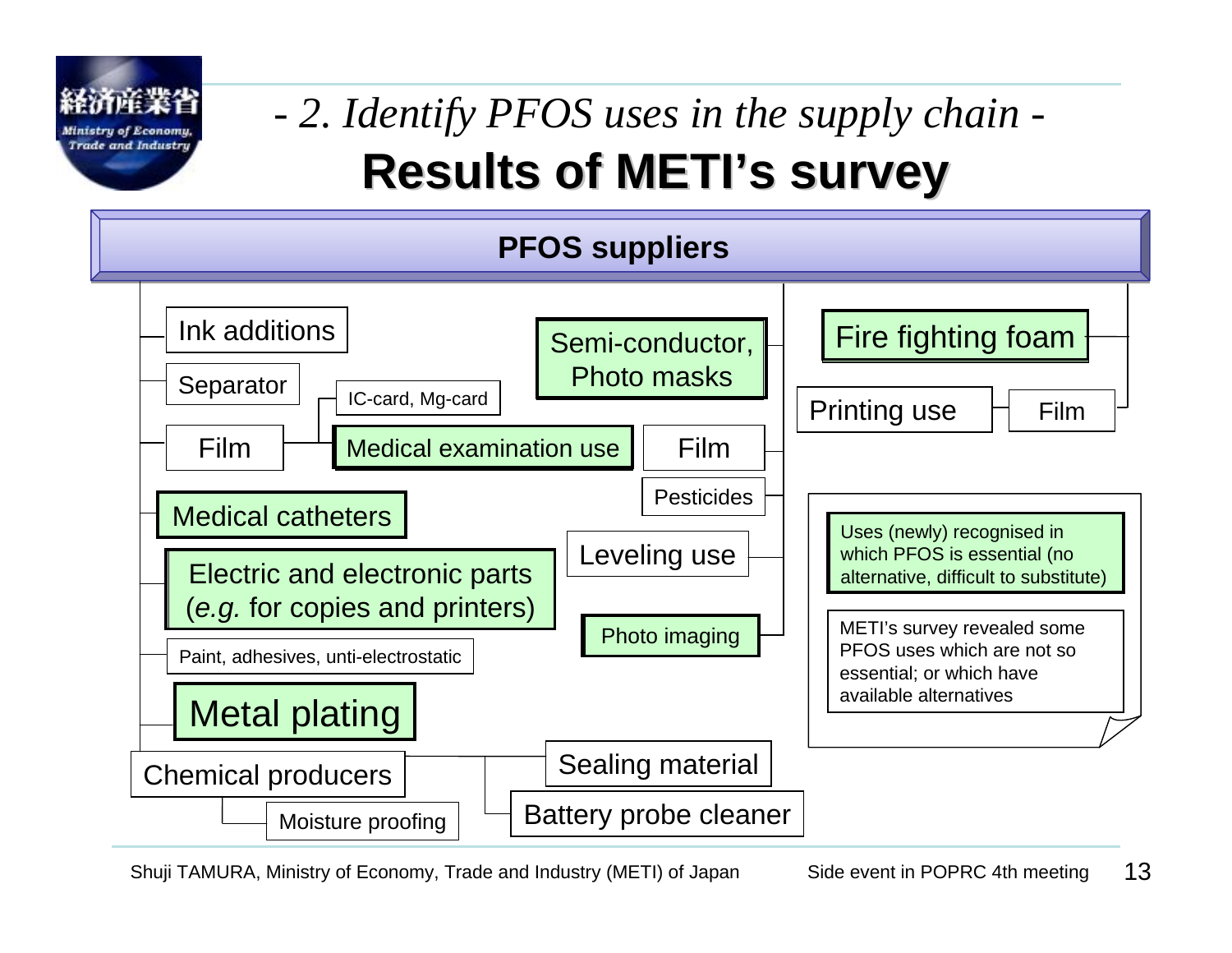## - 2. Identify PFOS uses in the supply chain -

# Results of METI's survey

**PFOS suppliers**

- Ink additions
- Separator
- Film
  - IC-card, Mg-card
  - Medical examination use
- Medical catheters
- Electric and electronic parts (*e.g.* for copies and printers)
- Paint, adhesives, unti-electrostatic
- Metal plating
- Chemical producers
  - Moisture proofing
  - Sealing material
  - Battery probe cleaner
- Semi-conductor, Photo masks
- Film
- Pesticides
- Leveling use
- Photo imaging
- Fire fighting foam
- Film
  - Printing use

Uses (newly) recognised in which PFOS is essential (no alternative, difficult to substitute)

METI's survey revealed some PFOS uses which are not so essential; or which have available alternatives

Shuji TAMURA, Ministry of Economy, Trade and Industry (METI) of Japan — Side event in POPRC 4th meeting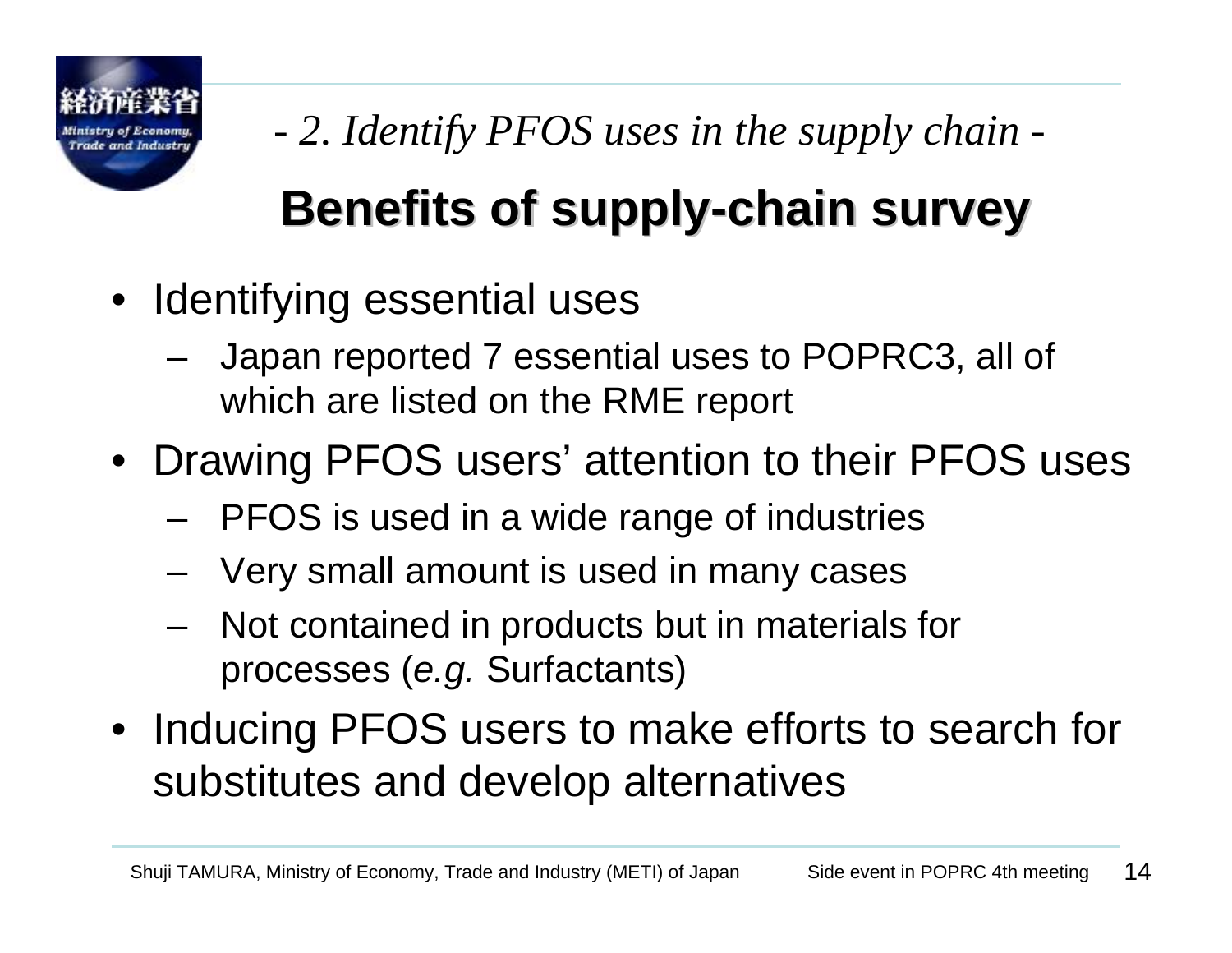*- 2. Identify PFOS uses in the supply chain -*

# Benefits of supply-chain survey

- Identifying essential uses
  - Japan reported 7 essential uses to POPRC3, all of which are listed on the RME report
- Drawing PFOS users' attention to their PFOS uses
  - PFOS is used in a wide range of industries
  - Very small amount is used in many cases
  - Not contained in products but in materials for processes (*e.g.* Surfactants)
- Inducing PFOS users to make efforts to search for substitutes and develop alternatives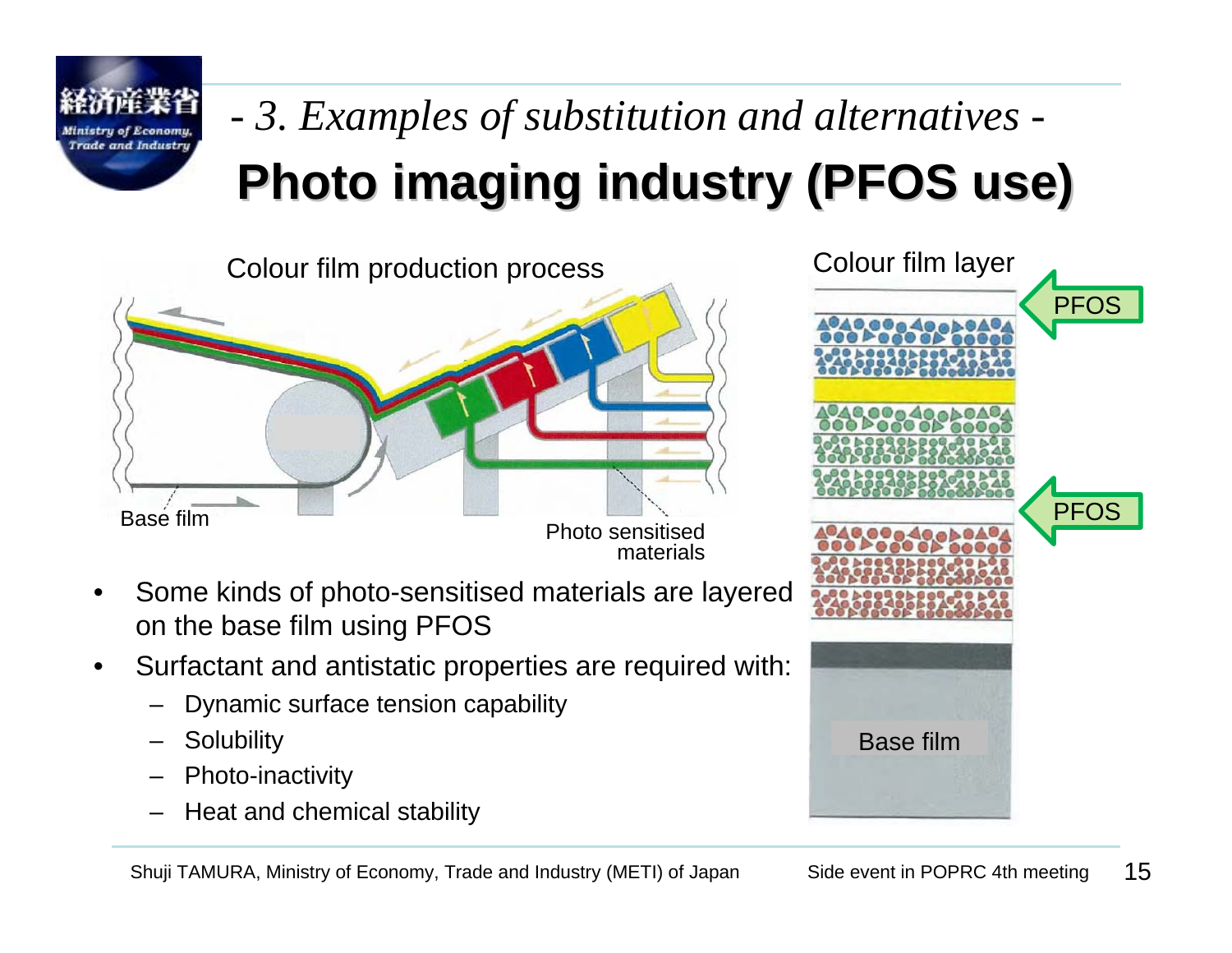*- 3. Examples of substitution and alternatives -*

# Photo imaging industry (PFOS use)

Colour film production process

Base film

Photo sensitised materials

Colour film layer

PFOS

PFOS

Base film

- Some kinds of photo-sensitised materials are layered on the base film using PFOS
- Surfactant and antistatic properties are required with:
  - Dynamic surface tension capability
  - Solubility
  - Photo-inactivity
  - Heat and chemical stability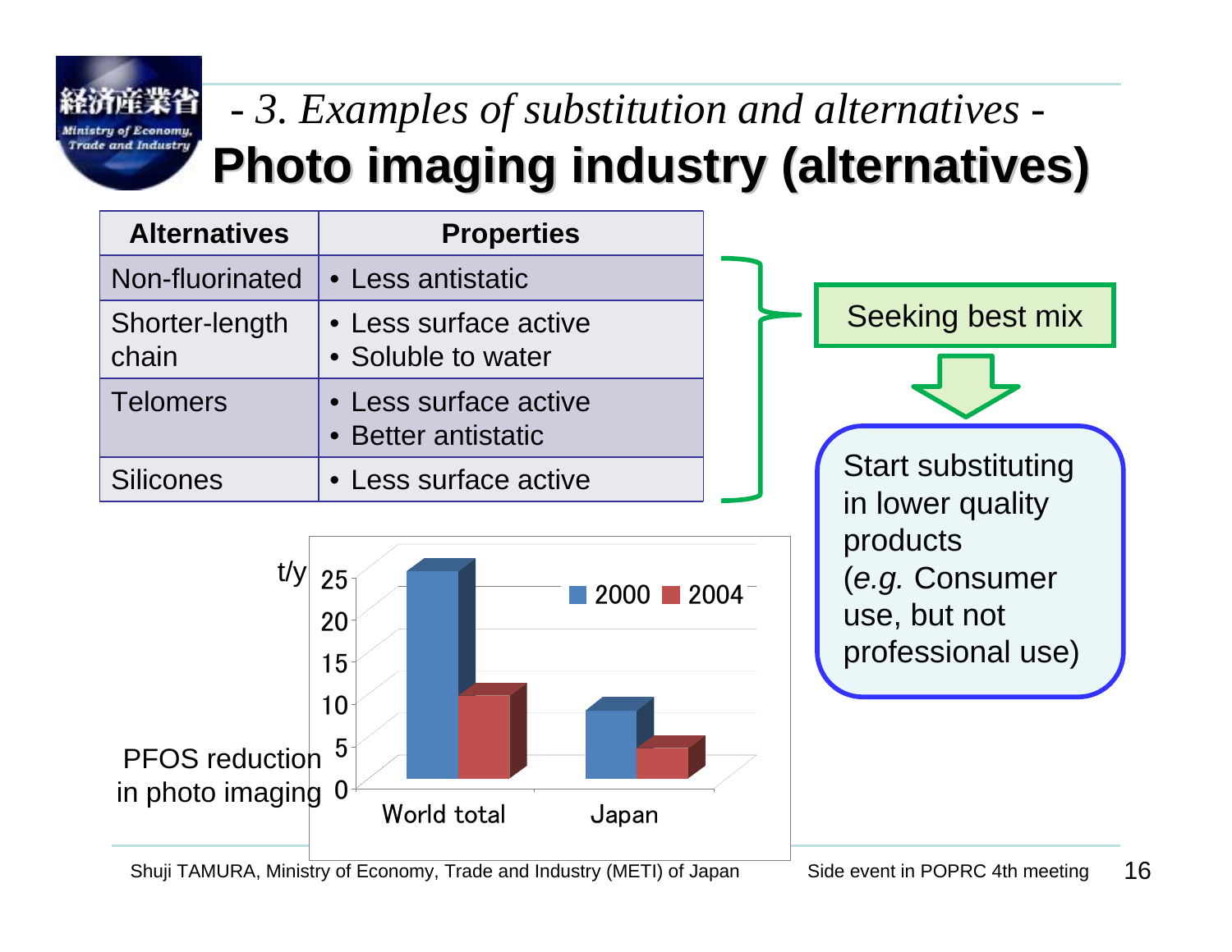## *- 3. Examples of substitution and alternatives -*

# Photo imaging industry (alternatives)

| Alternatives | Properties |
|---|---|
| Non-fluorinated | • Less antistatic |
| Shorter-length chain | • Less surface active<br>• Soluble to water |
| Telomers | • Less surface active<br>• Better antistatic |
| Silicones | • Less surface active |

Seeking best mix

Start substituting in lower quality products (*e.g.* Consumer use, but not professional use)

PFOS reduction in photo imaging

| t/y | 2000 | 2004 |
|---|---|---|
| World total | ~24 | ~10 |
| Japan | ~8 | ~3.5 |

Shuji TAMURA, Ministry of Economy, Trade and Industry (METI) of Japan

Side event in POPRC 4th meeting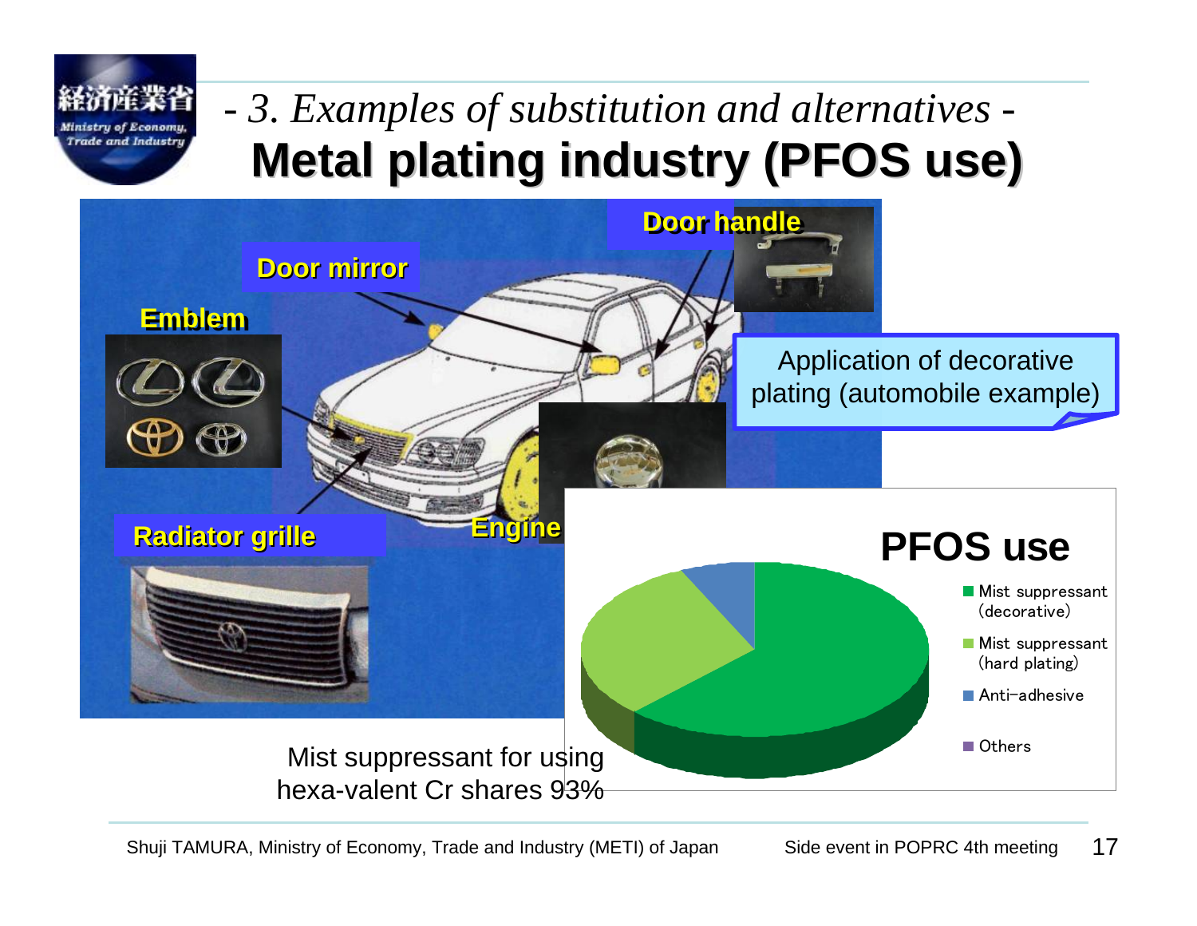*- 3. Examples of substitution and alternatives -*

# Metal plating industry (PFOS use)

Door handle

Door mirror

Emblem

Application of decorative plating (automobile example)

Radiator grille

Engine

**PFOS use**

- Mist suppressant (decorative)
- Mist suppressant (hard plating)
- Anti-adhesive
- Others

Mist suppressant for using hexa-valent Cr shares 93%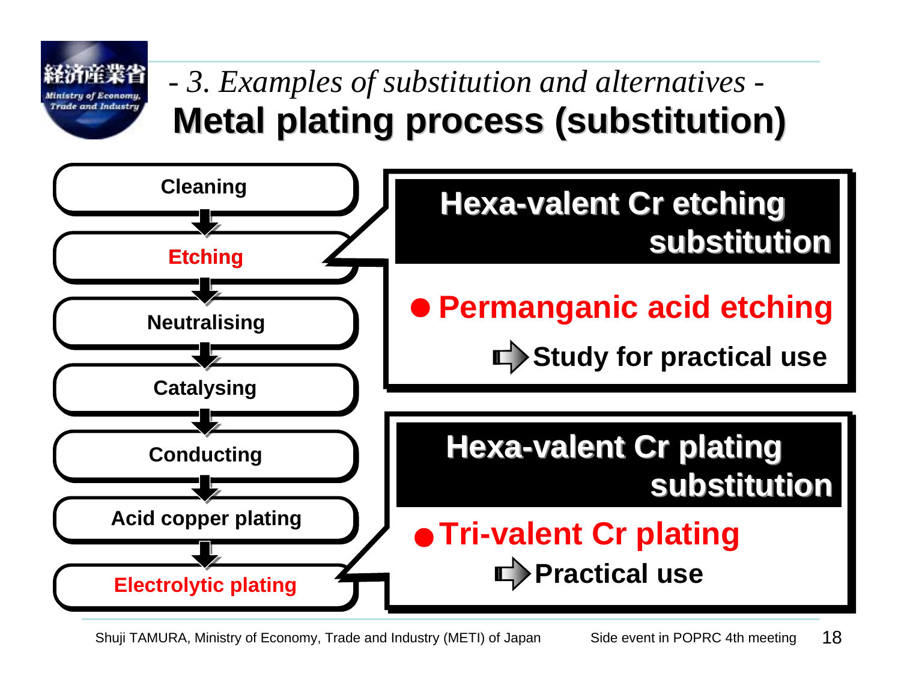*- 3. Examples of substitution and alternatives -*

# Metal plating process (substitution)

1. Cleaning
2. **Etching**
3. Neutralising
4. Catalysing
5. Conducting
6. Acid copper plating
7. **Electrolytic plating**

## Hexa-valent Cr etching substitution

- **Permanganic acid etching**
  - ⇨ Study for practical use

## Hexa-valent Cr plating substitution

- **Tri-valent Cr plating**
  - ⇨ Practical use

Shuji TAMURA, Ministry of Economy, Trade and Industry (METI) of Japan — Side event in POPRC 4th meeting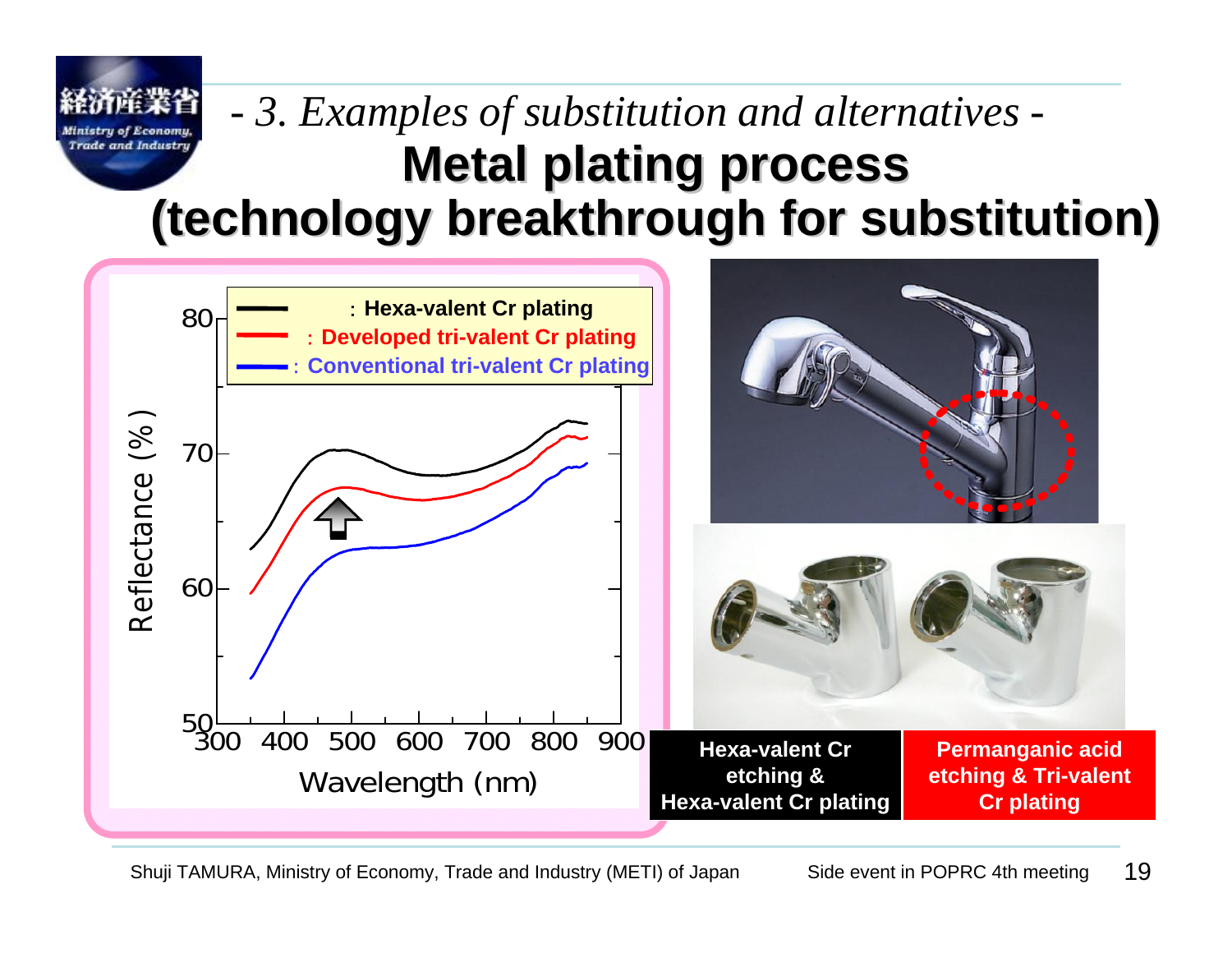*- 3. Examples of substitution and alternatives -*

# Metal plating process (technology breakthrough for substitution)

Reflectance (%) vs. Wavelength (nm)

- **: Hexa-valent Cr plating**
- **: Developed tri-valent Cr plating**
- **: Conventional tri-valent Cr plating**

| Hexa-valent Cr etching & Hexa-valent Cr plating | Permanganic acid etching & Tri-valent Cr plating |
|---|---|

Shuji TAMURA, Ministry of Economy, Trade and Industry (METI) of Japan — Side event in POPRC 4th meeting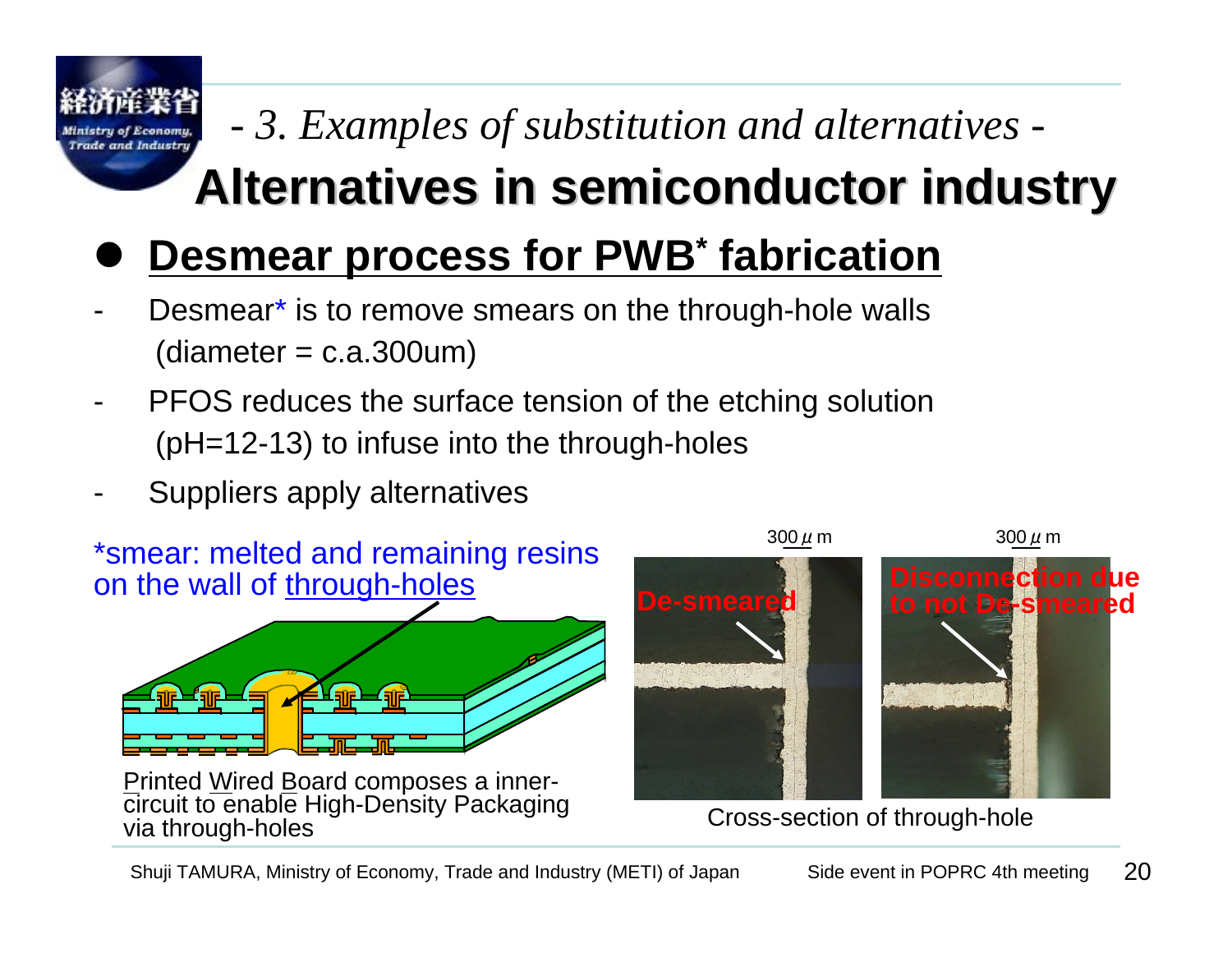*- 3. Examples of substitution and alternatives -*

# Alternatives in semiconductor industry

## Desmear process for PWB* fabrication

- Desmear* is to remove smears on the through-hole walls (diameter = c.a.300um)
- PFOS reduces the surface tension of the etching solution (pH=12-13) to infuse into the through-holes
- Suppliers apply alternatives

*smear: melted and remaining resins on the wall of through-holes

Printed Wired Board composes a inner-circuit to enable High-Density Packaging via through-holes

300 $\mu$ m

De-smeared

300 $\mu$ m

Disconnection due to not De-smeared

Cross-section of through-hole

Shuji TAMURA, Ministry of Economy, Trade and Industry (METI) of Japan    Side event in POPRC 4th meeting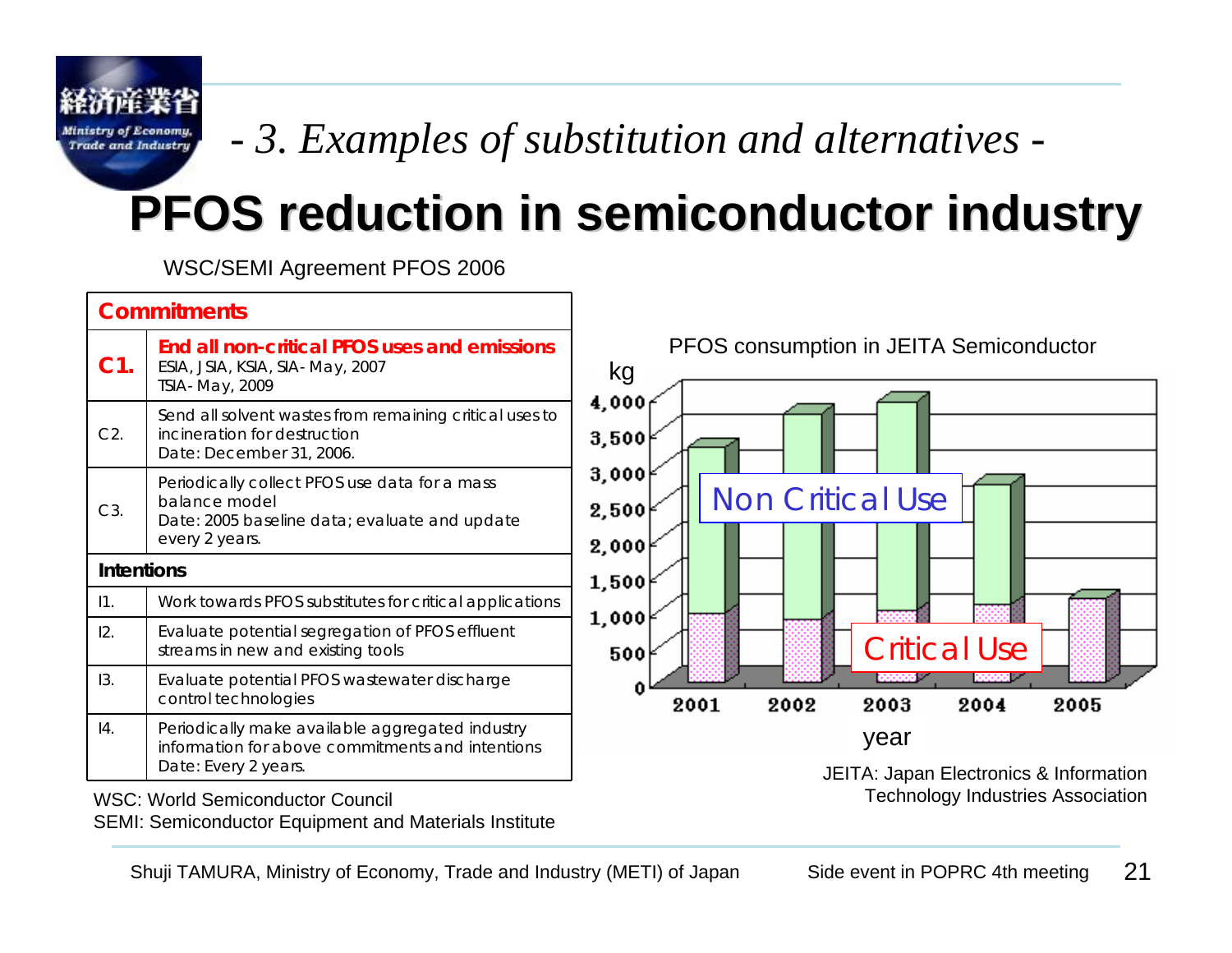*- 3. Examples of substitution and alternatives -*

# PFOS reduction in semiconductor industry

WSC/SEMI Agreement PFOS 2006

| **Commitments** | |
|---|---|
| **C1.** | **End all non-critical PFOS uses and emissions**<br>ESIA, JSIA, KSIA, SIA - May, 2007<br>TSIA - May, 2009 |
| C2. | Send all solvent wastes from remaining critical uses to incineration for destruction<br>Date: December 31, 2006. |
| C3. | Periodically collect PFOS use data for a mass balance model<br>Date: 2005 baseline data; evaluate and update every 2 years. |
| **Intentions** | |
| I1. | Work towards PFOS substitutes for critical applications |
| I2. | Evaluate potential segregation of PFOS effluent streams in new and existing tools |
| I3. | Evaluate potential PFOS wastewater discharge control technologies |
| I4. | Periodically make available aggregated industry information for above commitments and intentions<br>Date: Every 2 years. |

WSC: World Semiconductor Council
SEMI: Semiconductor Equipment and Materials Institute

PFOS consumption in JEITA Semiconductor

(Chart: kg by year, 2001–2005; Non Critical Use / Critical Use)

JEITA: Japan Electronics & Information Technology Industries Association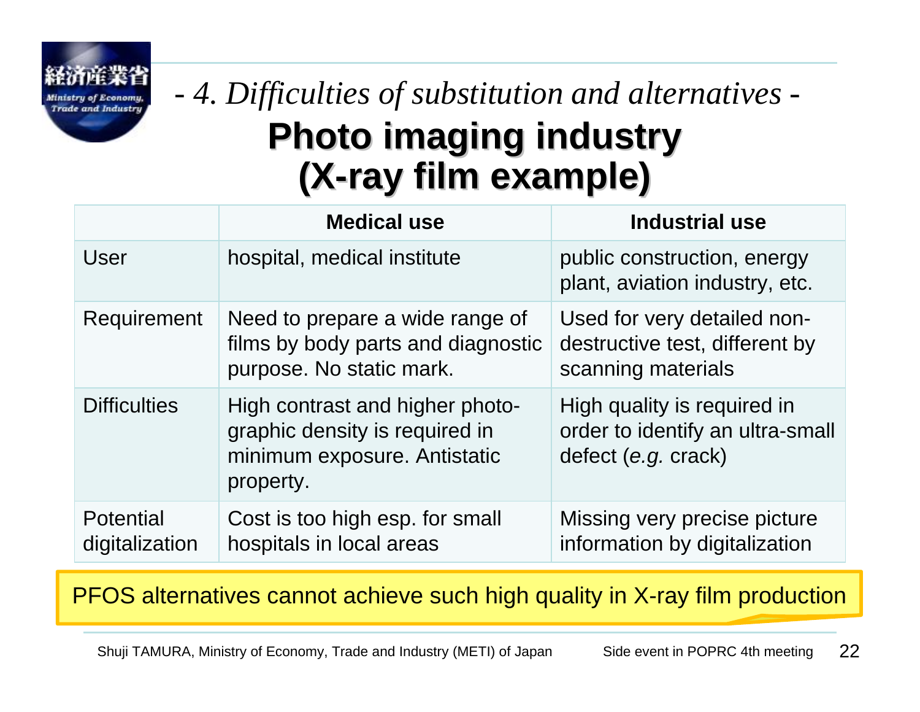*- 4. Difficulties of substitution and alternatives -*

# Photo imaging industry (X-ray film example)

| | Medical use | Industrial use |
|---|---|---|
| User | hospital, medical institute | public construction, energy plant, aviation industry, etc. |
| Requirement | Need to prepare a wide range of films by body parts and diagnostic purpose. No static mark. | Used for very detailed non-destructive test, different by scanning materials |
| Difficulties | High contrast and higher photo-graphic density is required in minimum exposure. Antistatic property. | High quality is required in order to identify an ultra-small defect (*e.g.* crack) |
| Potential digitalization | Cost is too high esp. for small hospitals in local areas | Missing very precise picture information by digitalization |

PFOS alternatives cannot achieve such high quality in X-ray film production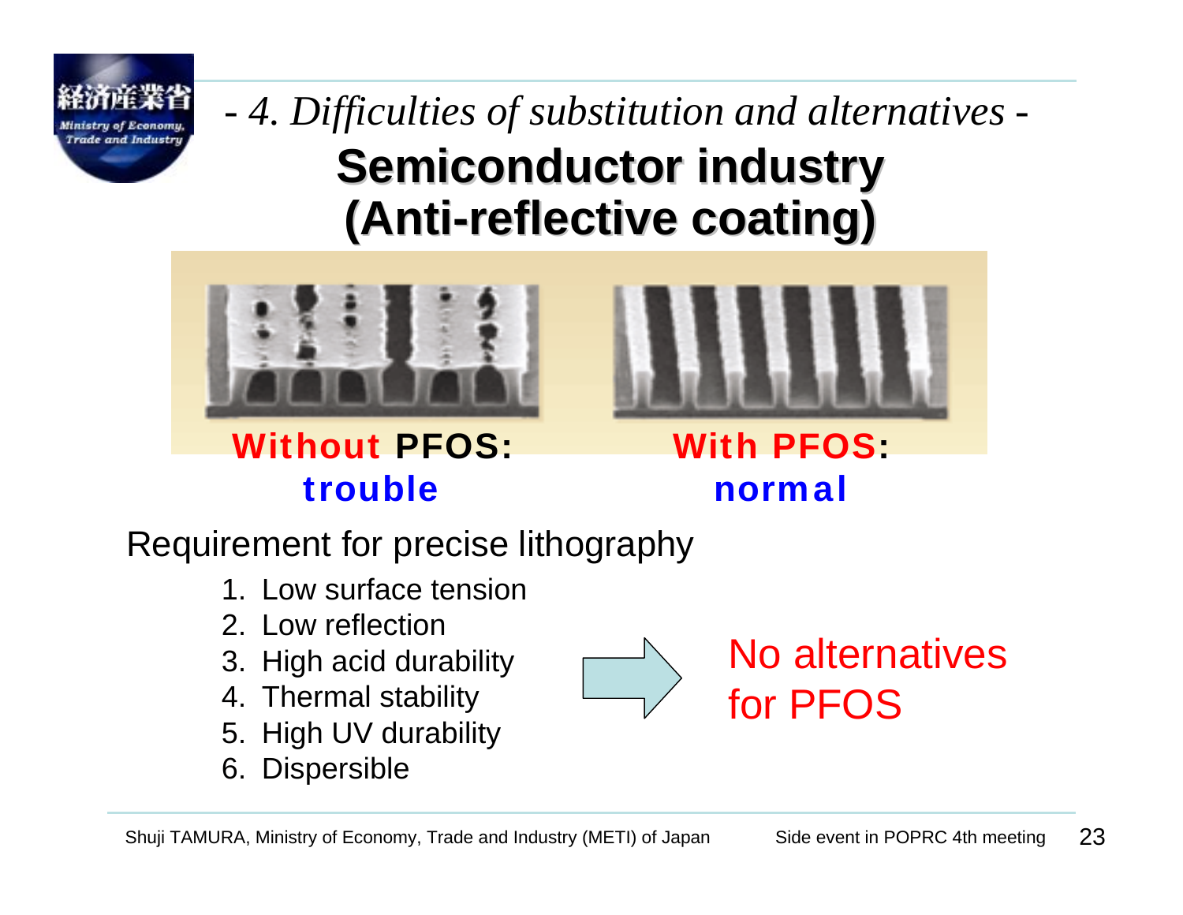*- 4. Difficulties of substitution and alternatives -*

# Semiconductor industry (Anti-reflective coating)

**Without PFOS: trouble**

**With PFOS: normal**

Requirement for precise lithography

1. Low surface tension
2. Low reflection
3. High acid durability
4. Thermal stability
5. High UV durability
6. Dispersible

→ No alternatives for PFOS

Shuji TAMURA, Ministry of Economy, Trade and Industry (METI) of Japan — Side event in POPRC 4th meeting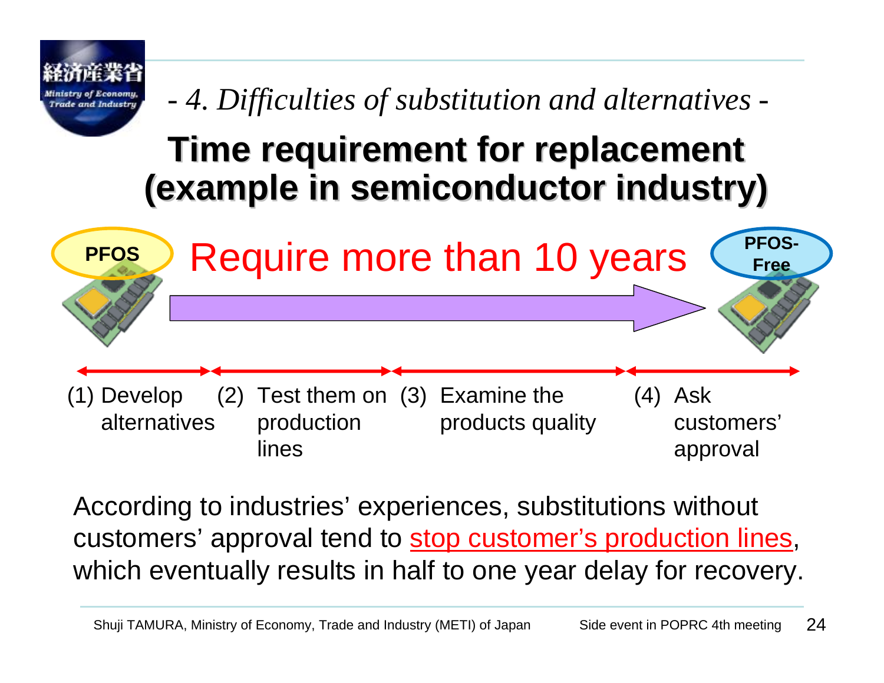*- 4. Difficulties of substitution and alternatives -*

# Time requirement for replacement (example in semiconductor industry)

PFOS

Require more than 10 years

PFOS-Free

(1) Develop alternatives

(2) Test them on production lines

(3) Examine the products quality

(4) Ask customers' approval

According to industries' experiences, substitutions without customers' approval tend to <u>stop customer's production lines</u>, which eventually results in half to one year delay for recovery.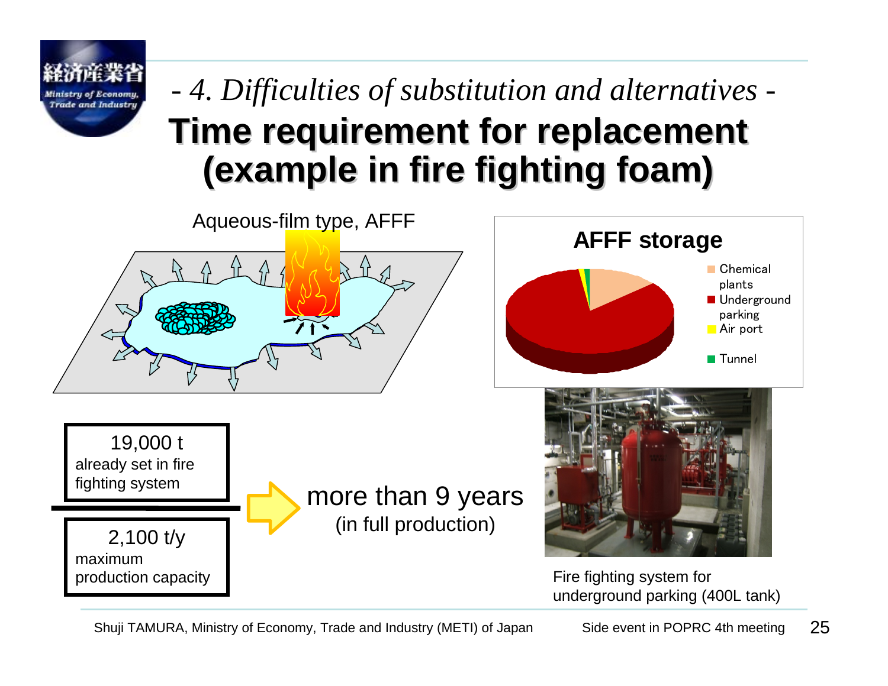*- 4. Difficulties of substitution and alternatives -*

# Time requirement for replacement (example in fire fighting foam)

Aqueous-film type, AFFF

**AFFF storage**

- Chemical plants
- Underground parking
- Air port
- Tunnel

19,000 t
already set in fire fighting system

2,100 t/y
maximum production capacity

more than 9 years
(in full production)

Fire fighting system for underground parking (400L tank)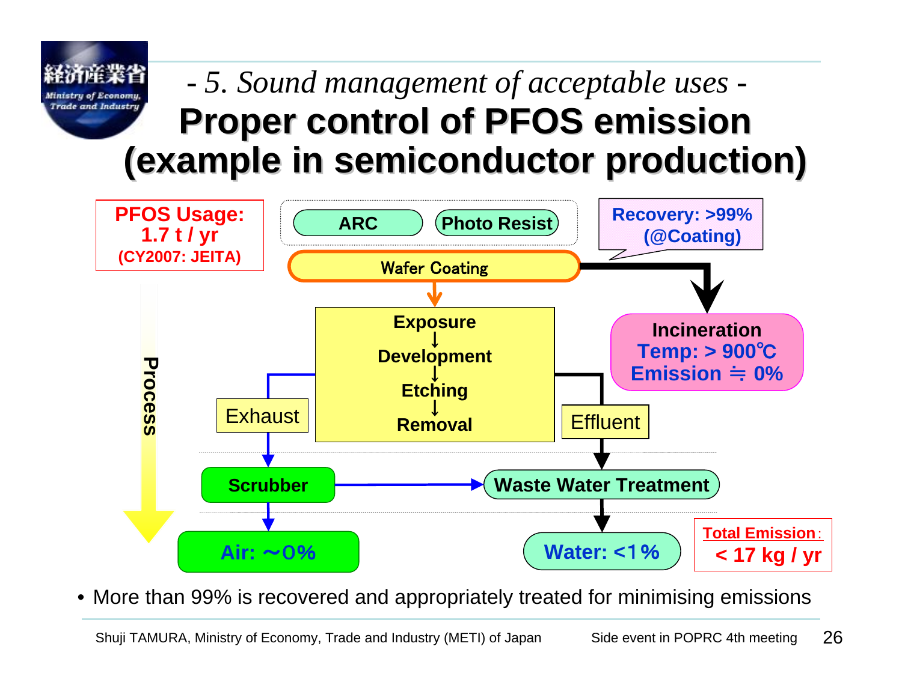*- 5. Sound management of acceptable uses -*

# Proper control of PFOS emission (example in semiconductor production)

**PFOS Usage: 1.7 t / yr**
**(CY2007: JEITA)**

**ARC** | **Photo Resist**

**Recovery: >99% (@Coating)**

**Wafer Coating**

**Exposure**
↓
**Development**
↓
**Etching**
↓
**Removal**

**Incineration**
**Temp: > 900℃**
**Emission ≒ 0%**

Process

Exhaust

Effluent

**Scrubber**

**Waste Water Treatment**

**Air: ～0%**

**Water: <1%**

**Total Emission: < 17 kg / yr**

- More than 99% is recovered and appropriately treated for minimising emissions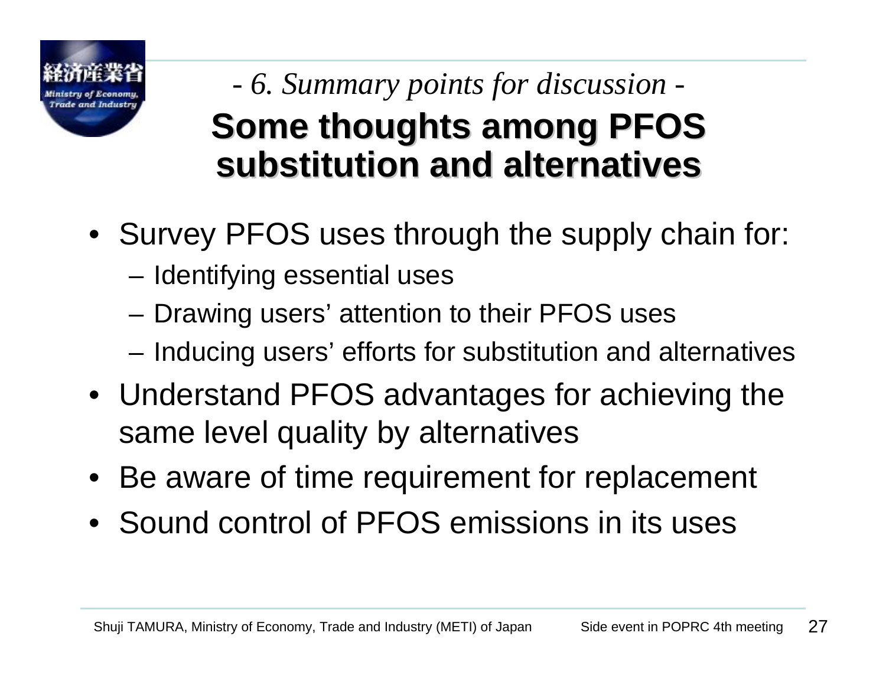*- 6. Summary points for discussion -*

# Some thoughts among PFOS substitution and alternatives

- Survey PFOS uses through the supply chain for:
  - Identifying essential uses
  - Drawing users' attention to their PFOS uses
  - Inducing users' efforts for substitution and alternatives
- Understand PFOS advantages for achieving the same level quality by alternatives
- Be aware of time requirement for replacement
- Sound control of PFOS emissions in its uses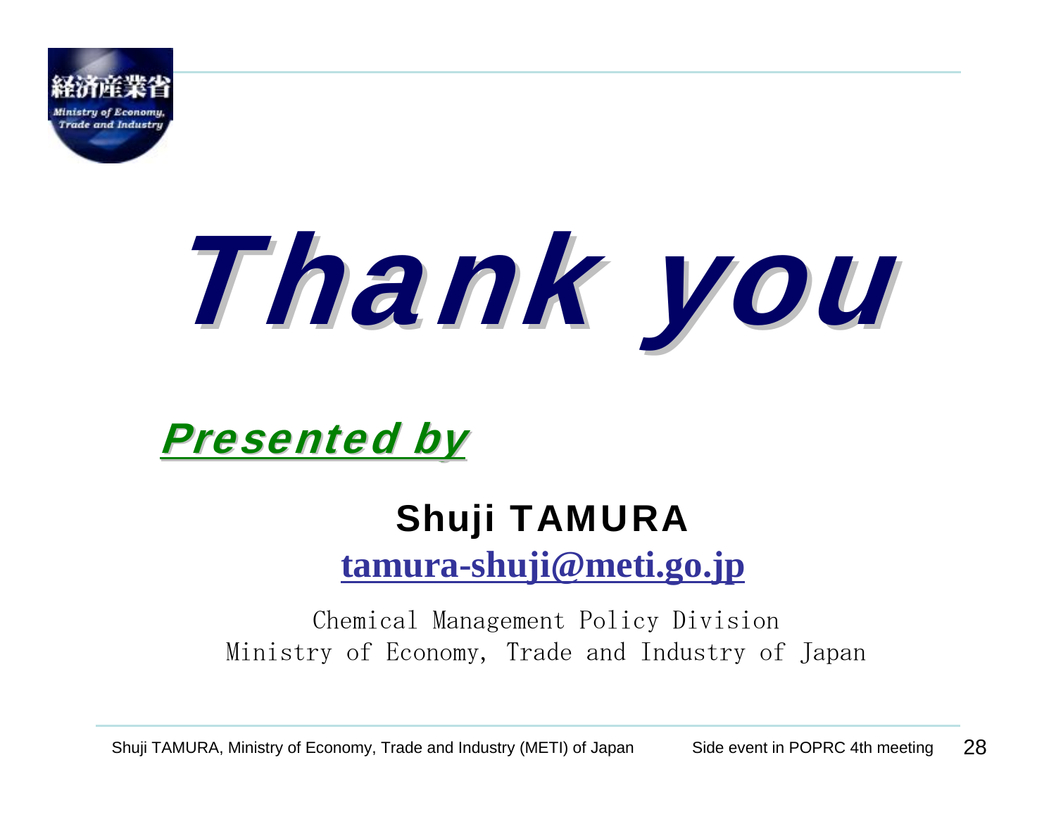# *Thank you*

***Presented by***

**Shuji TAMURA**

**tamura-shuji@meti.go.jp**

Chemical Management Policy Division
Ministry of Economy, Trade and Industry of Japan